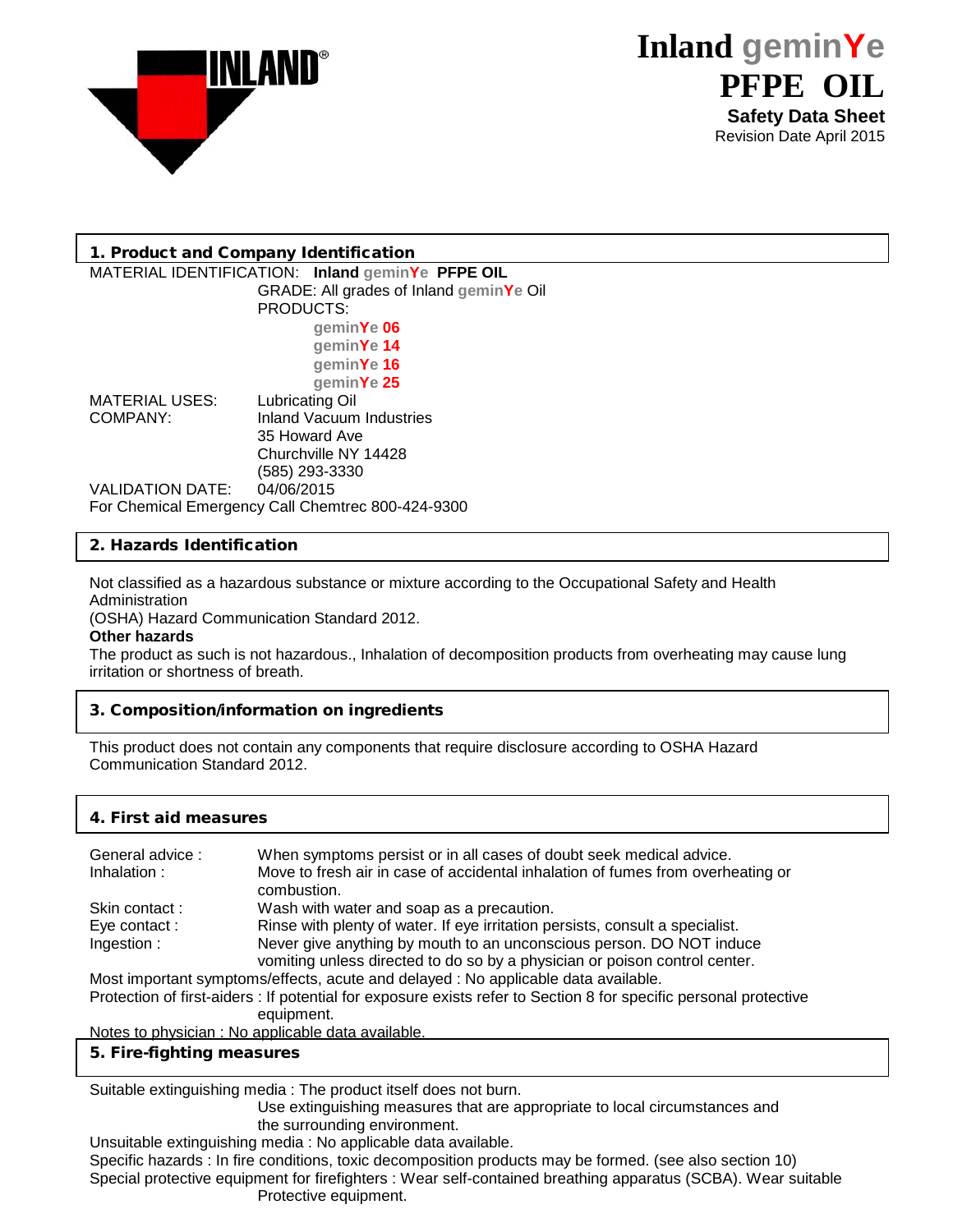INLAND®

# Inland geminYe PFPE OIL

**Safety Data Sheet**
Revision Date April 2015

## 1. Product and Company Identification

MATERIAL IDENTIFICATION: **Inland geminYe PFPE OIL**
GRADE: All grades of Inland geminYe Oil
PRODUCTS:

- geminYe 06
- geminYe 14
- geminYe 16
- geminYe 25

MATERIAL USES: Lubricating Oil
COMPANY: Inland Vacuum Industries
35 Howard Ave
Churchville NY 14428
(585) 293-3330
VALIDATION DATE: 04/06/2015
For Chemical Emergency Call Chemtrec 800-424-9300

## 2. Hazards Identification

Not classified as a hazardous substance or mixture according to the Occupational Safety and Health Administration
(OSHA) Hazard Communication Standard 2012.

**Other hazards**

The product as such is not hazardous., Inhalation of decomposition products from overheating may cause lung irritation or shortness of breath.

## 3. Composition/information on ingredients

This product does not contain any components that require disclosure according to OSHA Hazard Communication Standard 2012.

## 4. First aid measures

General advice : When symptoms persist or in all cases of doubt seek medical advice.
Inhalation : Move to fresh air in case of accidental inhalation of fumes from overheating or combustion.
Skin contact : Wash with water and soap as a precaution.
Eye contact : Rinse with plenty of water. If eye irritation persists, consult a specialist.
Ingestion : Never give anything by mouth to an unconscious person. DO NOT induce vomiting unless directed to do so by a physician or poison control center.
Most important symptoms/effects, acute and delayed : No applicable data available.
Protection of first-aiders : If potential for exposure exists refer to Section 8 for specific personal protective equipment.
Notes to physician : No applicable data available.

## 5. Fire-fighting measures

Suitable extinguishing media : The product itself does not burn.
Use extinguishing measures that are appropriate to local circumstances and the surrounding environment.
Unsuitable extinguishing media : No applicable data available.
Specific hazards : In fire conditions, toxic decomposition products may be formed. (see also section 10)
Special protective equipment for firefighters : Wear self-contained breathing apparatus (SCBA). Wear suitable Protective equipment.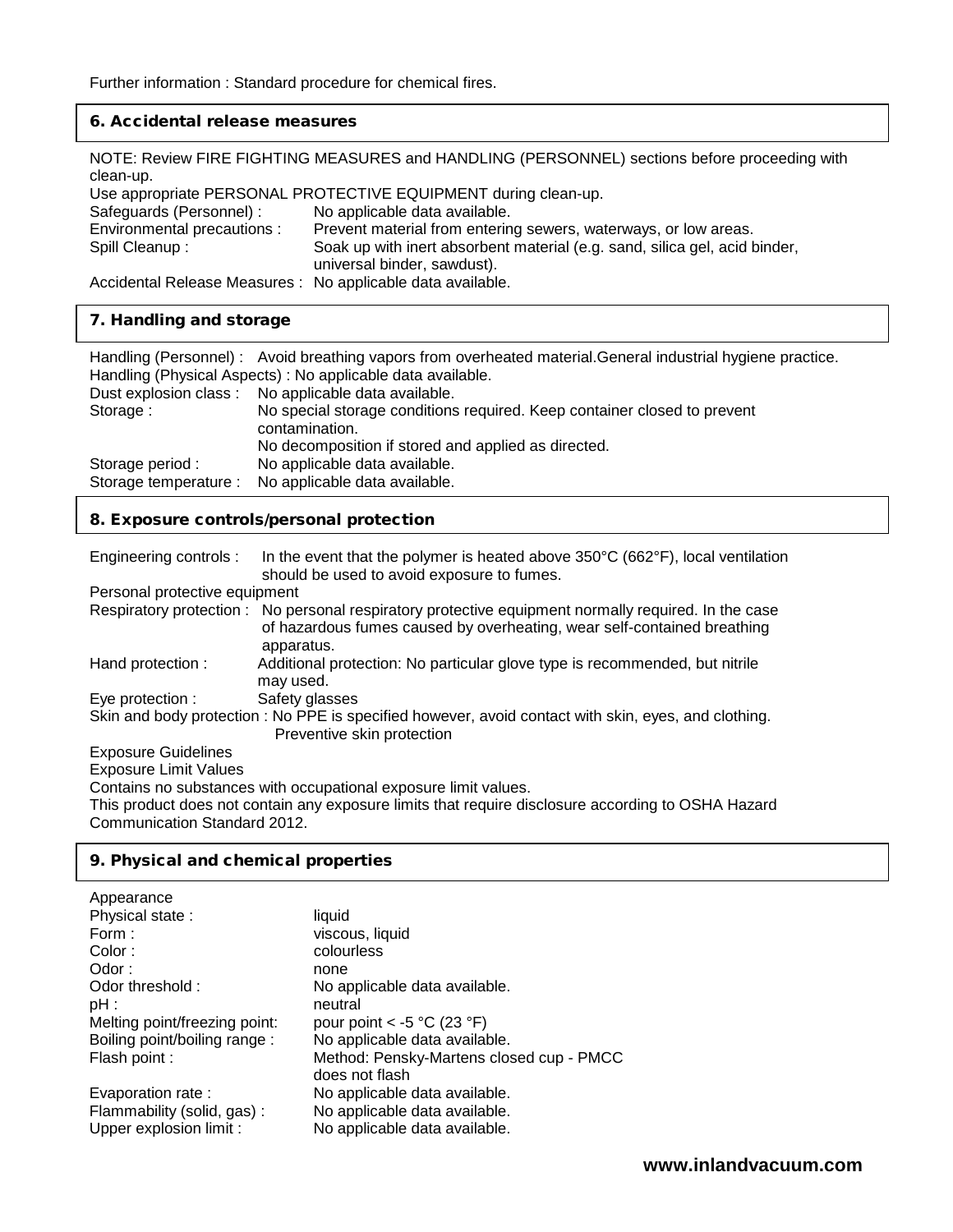Further information : Standard procedure for chemical fires.

## 6. Accidental release measures

NOTE: Review FIRE FIGHTING MEASURES and HANDLING (PERSONNEL) sections before proceeding with clean-up.

Use appropriate PERSONAL PROTECTIVE EQUIPMENT during clean-up.

Safeguards (Personnel) : No applicable data available.

Environmental precautions : Prevent material from entering sewers, waterways, or low areas.

Spill Cleanup : Soak up with inert absorbent material (e.g. sand, silica gel, acid binder, universal binder, sawdust).

Accidental Release Measures : No applicable data available.

## 7. Handling and storage

Handling (Personnel) : Avoid breathing vapors from overheated material.General industrial hygiene practice.

Handling (Physical Aspects) : No applicable data available.

Dust explosion class : No applicable data available.

Storage : No special storage conditions required. Keep container closed to prevent contamination.
No decomposition if stored and applied as directed.

Storage period : No applicable data available.

Storage temperature : No applicable data available.

## 8. Exposure controls/personal protection

Engineering controls : In the event that the polymer is heated above 350°C (662°F), local ventilation should be used to avoid exposure to fumes.

Personal protective equipment

Respiratory protection : No personal respiratory protective equipment normally required. In the case of hazardous fumes caused by overheating, wear self-contained breathing apparatus.

Hand protection : Additional protection: No particular glove type is recommended, but nitrile may used.

Eye protection : Safety glasses

Skin and body protection : No PPE is specified however, avoid contact with skin, eyes, and clothing. Preventive skin protection

Exposure Guidelines

Exposure Limit Values

Contains no substances with occupational exposure limit values.

This product does not contain any exposure limits that require disclosure according to OSHA Hazard Communication Standard 2012.

## 9. Physical and chemical properties

Appearance

Physical state : liquid

Form : viscous, liquid

Color : colourless

Odor : none

Odor threshold : No applicable data available.

pH : neutral

Melting point/freezing point: pour point < -5 °C (23 °F)

Boiling point/boiling range : No applicable data available.

Flash point : Method: Pensky-Martens closed cup - PMCC
does not flash

Evaporation rate : No applicable data available.

Flammability (solid, gas) : No applicable data available.

Upper explosion limit : No applicable data available.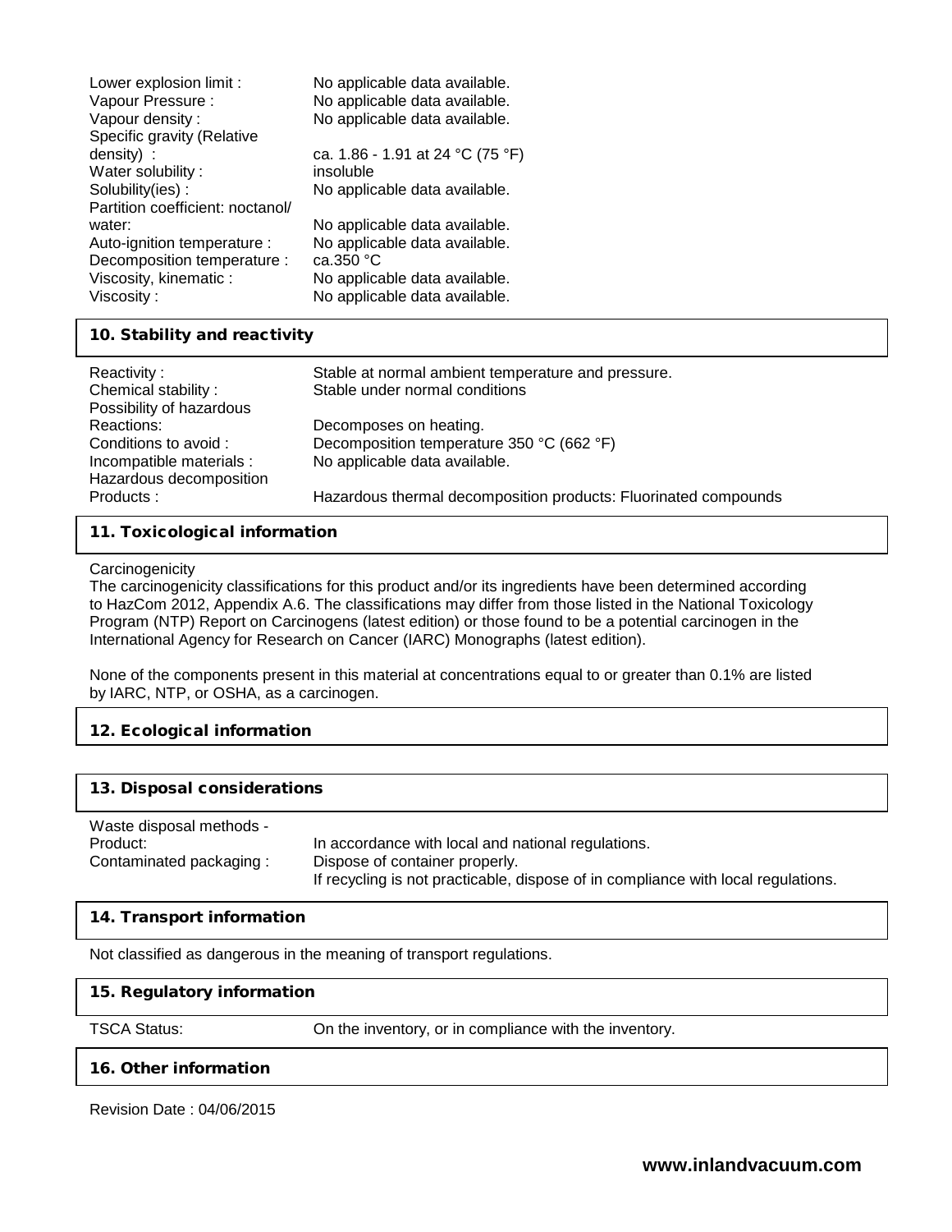| | |
|---|---|
| Lower explosion limit : | No applicable data available. |
| Vapour Pressure : | No applicable data available. |
| Vapour density : | No applicable data available. |
| Specific gravity (Relative density) : | ca. 1.86 - 1.91 at 24 °C (75 °F) |
| Water solubility : | insoluble |
| Solubility(ies) : | No applicable data available. |
| Partition coefficient: noctanol/ water: | No applicable data available. |
| Auto-ignition temperature : | No applicable data available. |
| Decomposition temperature : | ca.350 °C |
| Viscosity, kinematic : | No applicable data available. |
| Viscosity : | No applicable data available. |

## 10. Stability and reactivity

| | |
|---|---|
| Reactivity : | Stable at normal ambient temperature and pressure. |
| Chemical stability : | Stable under normal conditions |
| Possibility of hazardous Reactions: | Decomposes on heating. |
| Conditions to avoid : | Decomposition temperature 350 °C (662 °F) |
| Incompatible materials : | No applicable data available. |
| Hazardous decomposition Products : | Hazardous thermal decomposition products: Fluorinated compounds |

## 11. Toxicological information

Carcinogenicity

The carcinogenicity classifications for this product and/or its ingredients have been determined according to HazCom 2012, Appendix A.6. The classifications may differ from those listed in the National Toxicology Program (NTP) Report on Carcinogens (latest edition) or those found to be a potential carcinogen in the International Agency for Research on Cancer (IARC) Monographs (latest edition).

None of the components present in this material at concentrations equal to or greater than 0.1% are listed by IARC, NTP, or OSHA, as a carcinogen.

## 12. Ecological information

## 13. Disposal considerations

| | |
|---|---|
| Waste disposal methods - Product: | In accordance with local and national regulations. |
| Contaminated packaging : | Dispose of container properly. If recycling is not practicable, dispose of in compliance with local regulations. |

## 14. Transport information

Not classified as dangerous in the meaning of transport regulations.

## 15. Regulatory information

| | |
|---|---|
| TSCA Status: | On the inventory, or in compliance with the inventory. |

## 16. Other information

Revision Date : 04/06/2015

**www.inlandvacuum.com**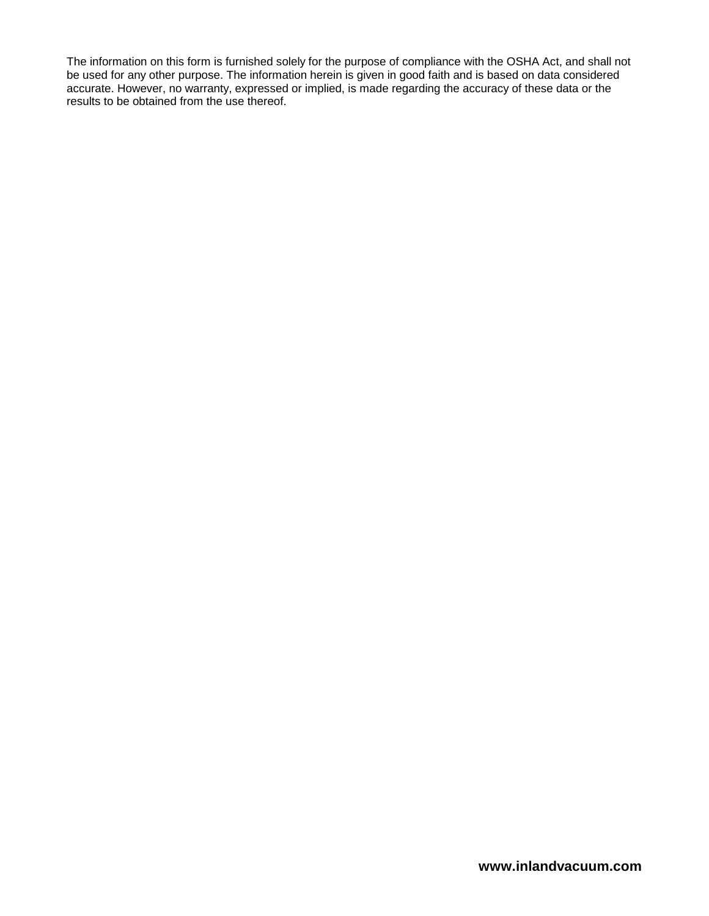The information on this form is furnished solely for the purpose of compliance with the OSHA Act, and shall not be used for any other purpose. The information herein is given in good faith and is based on data considered accurate. However, no warranty, expressed or implied, is made regarding the accuracy of these data or the results to be obtained from the use thereof.

**www.inlandvacuum.com**